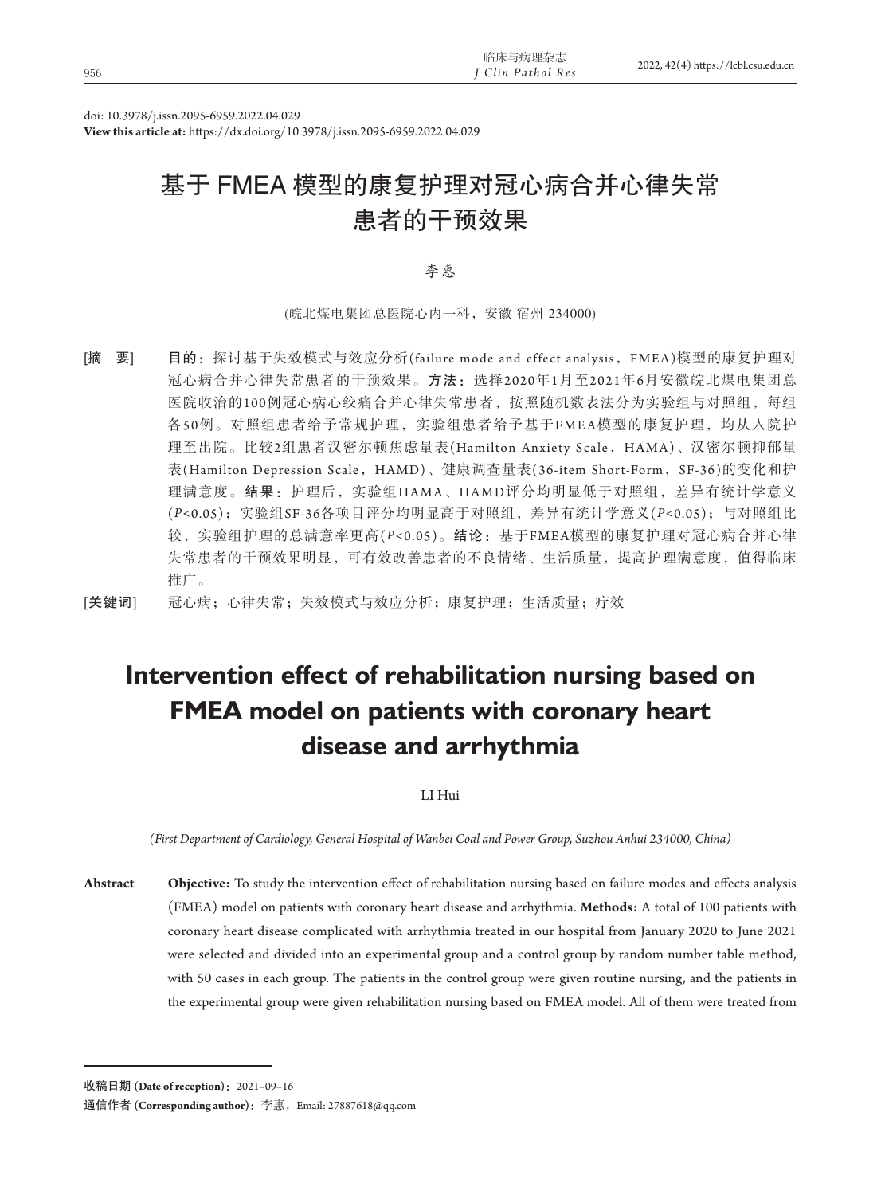doi: 10.3978/j.issn.2095-6959.2022.04.029

**View this article at:** https://dx.doi.org/10.3978/j.issn.2095-6959.2022.04.029

# 基于 FMEA 模型的康复护理对冠心病合并心律失常患者的干预效果

李惠

(皖北煤电集团总医院心内一科，安徽 宿州 234000)

[摘　要]　**目的：**探讨基于失效模式与效应分析(failure mode and effect analysis，FMEA)模型的康复护理对冠心病合并心律失常患者的干预效果。**方法：**选择2020年1月至2021年6月安徽皖北煤电集团总医院收治的100例冠心病心绞痛合并心律失常患者，按照随机数表法分为实验组与对照组，每组各50例。对照组患者给予常规护理，实验组患者给予基于FMEA模型的康复护理，均从入院护理至出院。比较2组患者汉密尔顿焦虑量表(Hamilton Anxiety Scale，HAMA)、汉密尔顿抑郁量表(Hamilton Depression Scale，HAMD)、健康调查量表(36-item Short-Form，SF-36)的变化和护理满意度。**结果：**护理后，实验组HAMA、HAMD评分均明显低于对照组，差异有统计学意义($P<0.05$)；实验组SF-36各项目评分均明显高于对照组，差异有统计学意义($P<0.05$)；与对照组比较，实验组护理的总满意率更高($P<0.05$)。**结论：**基于FMEA模型的康复护理对冠心病合并心律失常患者的干预效果明显，可有效改善患者的不良情绪、生活质量，提高护理满意度，值得临床推广。

[关键词]　冠心病；心律失常；失效模式与效应分析；康复护理；生活质量；疗效

# Intervention effect of rehabilitation nursing based on FMEA model on patients with coronary heart disease and arrhythmia

LI Hui

*(First Department of Cardiology, General Hospital of Wanbei Coal and Power Group, Suzhou Anhui 234000, China)*

**Abstract**　**Objective:** To study the intervention effect of rehabilitation nursing based on failure modes and effects analysis (FMEA) model on patients with coronary heart disease and arrhythmia. **Methods:** A total of 100 patients with coronary heart disease complicated with arrhythmia treated in our hospital from January 2020 to June 2021 were selected and divided into an experimental group and a control group by random number table method, with 50 cases in each group. The patients in the control group were given routine nursing, and the patients in the experimental group were given rehabilitation nursing based on FMEA model. All of them were treated from

---

**收稿日期 (Date of reception)**：2021–09–16

**通信作者 (Corresponding author)**：李惠，Email: 27887618@qq.com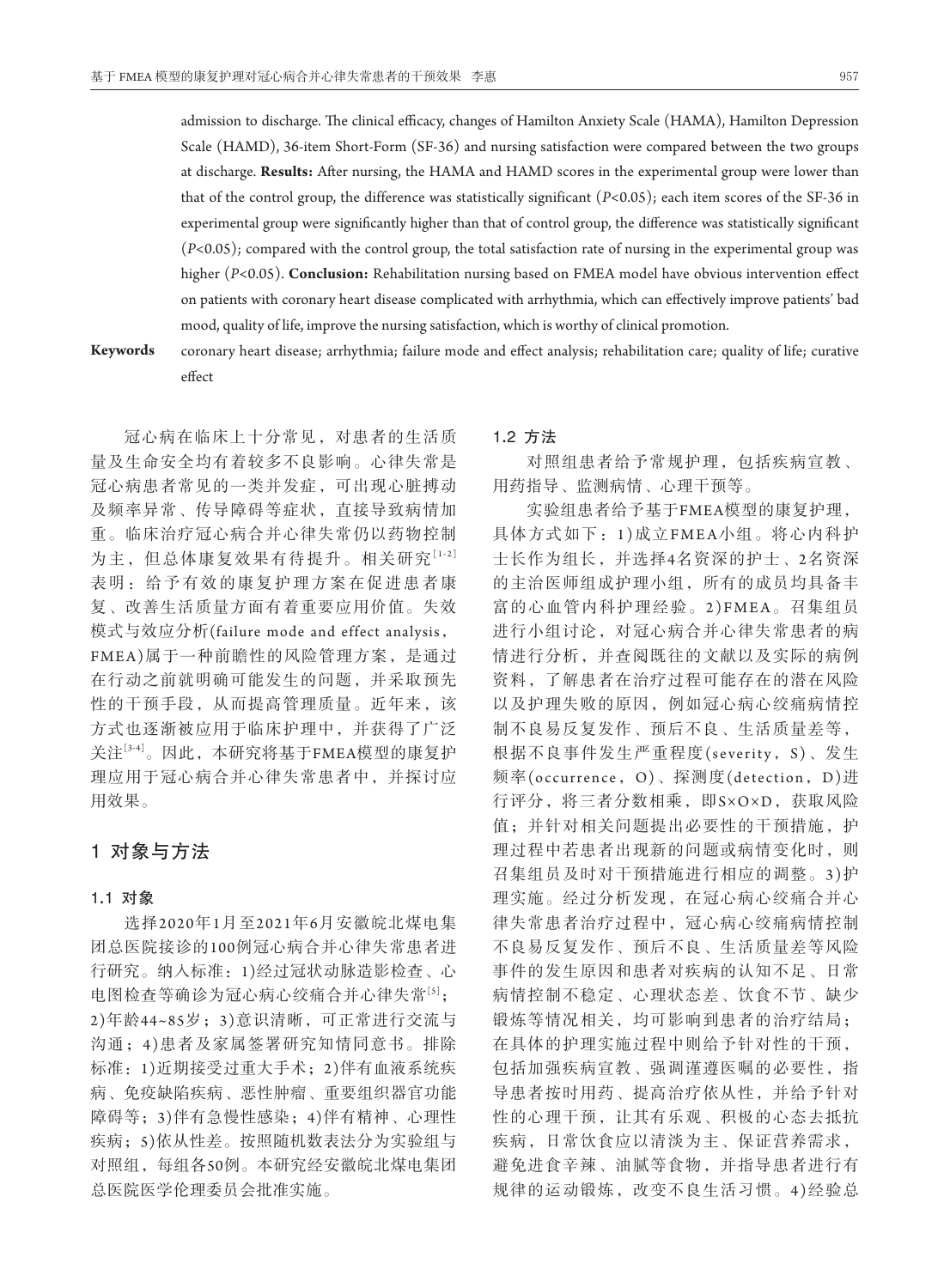admission to discharge. The clinical efficacy, changes of Hamilton Anxiety Scale (HAMA), Hamilton Depression Scale (HAMD), 36-item Short-Form (SF-36) and nursing satisfaction were compared between the two groups at discharge. **Results:** After nursing, the HAMA and HAMD scores in the experimental group were lower than that of the control group, the difference was statistically significant ($P<0.05$); each item scores of the SF-36 in experimental group were significantly higher than that of control group, the difference was statistically significant ($P<0.05$); compared with the control group, the total satisfaction rate of nursing in the experimental group was higher ($P<0.05$). **Conclusion:** Rehabilitation nursing based on FMEA model have obvious intervention effect on patients with coronary heart disease complicated with arrhythmia, which can effectively improve patients' bad mood, quality of life, improve the nursing satisfaction, which is worthy of clinical promotion.

**Keywords** coronary heart disease; arrhythmia; failure mode and effect analysis; rehabilitation care; quality of life; curative effect

冠心病在临床上十分常见，对患者的生活质量及生命安全均有着较多不良影响。心律失常是冠心病患者常见的一类并发症，可出现心脏搏动及频率异常、传导障碍等症状，直接导致病情加重。临床治疗冠心病合并心律失常仍以药物控制为主，但总体康复效果有待提升。相关研究[1-2]表明：给予有效的康复护理方案在促进患者康复、改善生活质量方面有着重要应用价值。失效模式与效应分析(failure mode and effect analysis，FMEA)属于一种前瞻性的风险管理方案，是通过在行动之前就明确可能发生的问题，并采取预先性的干预手段，从而提高管理质量。近年来，该方式也逐渐被应用于临床护理中，并获得了广泛关注[3-4]。因此，本研究将基于FMEA模型的康复护理应用于冠心病合并心律失常患者中，并探讨应用效果。

## 1 对象与方法

### 1.1 对象

选择2020年1月至2021年6月安徽皖北煤电集团总医院接诊的100例冠心病合并心律失常患者进行研究。纳入标准：1)经过冠状动脉造影检查、心电图检查等确诊为冠心病心绞痛合并心律失常[5]；2)年龄44~85岁；3)意识清晰，可正常进行交流与沟通；4)患者及家属签署研究知情同意书。排除标准：1)近期接受过重大手术；2)伴有血液系统疾病、免疫缺陷疾病、恶性肿瘤、重要组织器官功能障碍等；3)伴有急慢性感染；4)伴有精神、心理性疾病；5)依从性差。按照随机数表法分为实验组与对照组，每组各50例。本研究经安徽皖北煤电集团总医院医学伦理委员会批准实施。

### 1.2 方法

对照组患者给予常规护理，包括疾病宣教、用药指导、监测病情、心理干预等。

实验组患者给予基于FMEA模型的康复护理，具体方式如下：1)成立FMEA小组。将心内科护士长作为组长，并选择4名资深的护士、2名资深的主治医师组成护理小组，所有的成员均具备丰富的心血管内科护理经验。2)FMEA。召集组员进行小组讨论，对冠心病合并心律失常患者的病情进行分析，并查阅既往的文献以及实际的病例资料，了解患者在治疗过程可能存在的潜在风险以及护理失败的原因，例如冠心病心绞痛病情控制不良易反复发作、预后不良、生活质量差等，根据不良事件发生严重程度(severity，S)、发生频率(occurrence，O)、探测度(detection，D)进行评分，将三者分数相乘，即S×O×D，获取风险值；并针对相关问题提出必要性的干预措施，护理过程中若患者出现新的问题或病情变化时，则召集组员及时对干预措施进行相应的调整。3)护理实施。经过分析发现，在冠心病心绞痛合并心律失常患者治疗过程中，冠心病心绞痛病情控制不良易反复发作、预后不良、生活质量差等风险事件的发生原因和患者对疾病的认知不足、日常病情控制不稳定、心理状态差、饮食不节、缺少锻炼等情况相关，均可影响到患者的治疗结局；在具体的护理实施过程中则给予针对性的干预，包括加强疾病宣教、强调谨遵医嘱的必要性，指导患者按时用药、提高治疗依从性，并给予针对性的心理干预，让其有乐观、积极的心态去抵抗疾病，日常饮食应以清淡为主、保证营养需求，避免进食辛辣、油腻等食物，并指导患者进行有规律的运动锻炼，改变不良生活习惯。4)经验总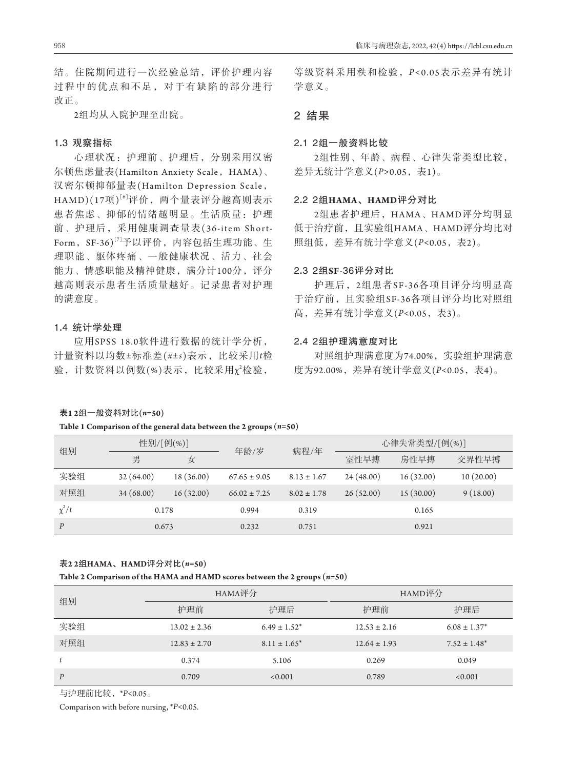结。住院期间进行一次经验总结，评价护理内容过程中的优点和不足，对于有缺陷的部分进行改正。

2组均从入院护理至出院。

### 1.3 观察指标

心理状况：护理前、护理后，分别采用汉密尔顿焦虑量表(Hamilton Anxiety Scale，HAMA)、汉密尔顿抑郁量表(Hamilton Depression Scale，HAMD)(17项)[6]评价，两个量表评分越高则表示患者焦虑、抑郁的情绪越明显。生活质量：护理前、护理后，采用健康调查量表(36-item Short-Form，SF-36)[7]予以评价，内容包括生理功能、生理职能、躯体疼痛、一般健康状况、活力、社会能力、情感职能及精神健康，满分计100分，评分越高则表示患者生活质量越好。记录患者对护理的满意度。

### 1.4 统计学处理

应用SPSS 18.0软件进行数据的统计学分析，计量资料以均数±标准差($\bar{x}$±$s$)表示，比较采用$t$检验，计数资料以例数(%)表示，比较采用$\chi^2$检验，等级资料采用秩和检验，$P$<0.05表示差异有统计学意义。

## 2 结果

### 2.1 2组一般资料比较

2组性别、年龄、病程、心律失常类型比较，差异无统计学意义($P$>0.05，表1)。

### 2.2 2组HAMA、HAMD评分对比

2组患者护理后，HAMA、HAMD评分均明显低于治疗前，且实验组HAMA、HAMD评分均比对照组低，差异有统计学意义($P$<0.05，表2)。

### 2.3 2组SF-36评分对比

护理后，2组患者SF-36各项目评分均明显高于治疗前，且实验组SF-36各项目评分均比对照组高，差异有统计学意义($P$<0.05，表3)。

### 2.4 2组护理满意度对比

对照组护理满意度为74.00%，实验组护理满意度为92.00%，差异有统计学意义($P$<0.05，表4)。

**表1 2组一般资料对比($n$=50)**

**Table 1 Comparison of the general data between the 2 groups ($n$=50)**

| 组别 | 性别/[例(%)] | | 年龄/岁 | 病程/年 | 心律失常类型/[例(%)] | | |
|---|---|---|---|---|---|---|---|
| | 男 | 女 | | | 室性早搏 | 房性早搏 | 交界性早搏 |
| 实验组 | 32 (64.00) | 18 (36.00) | 67.65 ± 9.05 | 8.13 ± 1.67 | 24 (48.00) | 16 (32.00) | 10 (20.00) |
| 对照组 | 34 (68.00) | 16 (32.00) | 66.02 ± 7.25 | 8.02 ± 1.78 | 26 (52.00) | 15 (30.00) | 9 (18.00) |
| $\chi^2$/$t$ | 0.178 | | 0.994 | 0.319 | 0.165 | | |
| $P$ | 0.673 | | 0.232 | 0.751 | 0.921 | | |

**表2 2组HAMA、HAMD评分对比($n$=50)**

**Table 2 Comparison of the HAMA and HAMD scores between the 2 groups ($n$=50)**

| 组别 | HAMA评分 | | HAMD评分 | |
|---|---|---|---|---|
| | 护理前 | 护理后 | 护理前 | 护理后 |
| 实验组 | 13.02 ± 2.36 | 6.49 ± 1.52* | 12.53 ± 2.16 | 6.08 ± 1.37* |
| 对照组 | 12.83 ± 2.70 | 8.11 ± 1.65* | 12.64 ± 1.93 | 7.52 ± 1.48* |
| $t$ | 0.374 | 5.106 | 0.269 | 0.049 |
| $P$ | 0.709 | <0.001 | 0.789 | <0.001 |

与护理前比较，*$P$<0.05。

Comparison with before nursing, *$P$<0.05.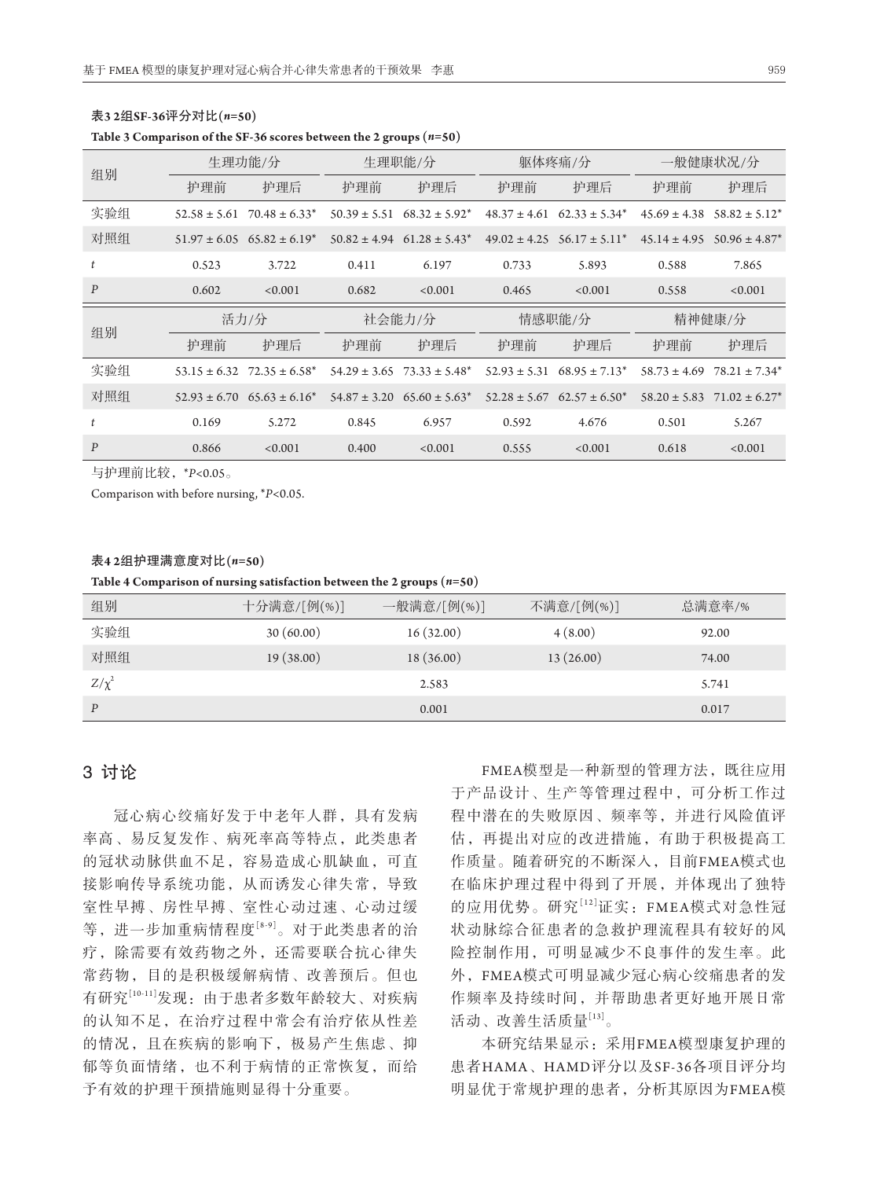**表3 2组SF-36评分对比($n$=50)**

**Table 3 Comparison of the SF-36 scores between the 2 groups ($n$=50)**

| 组别 | 生理功能/分 | | 生理职能/分 | | 躯体疼痛/分 | | 一般健康状况/分 | |
|---|---|---|---|---|---|---|---|---|
| | 护理前 | 护理后 | 护理前 | 护理后 | 护理前 | 护理后 | 护理前 | 护理后 |
| 实验组 | 52.58 ± 5.61 | 70.48 ± 6.33* | 50.39 ± 5.51 | 68.32 ± 5.92* | 48.37 ± 4.61 | 62.33 ± 5.34* | 45.69 ± 4.38 | 58.82 ± 5.12* |
| 对照组 | 51.97 ± 6.05 | 65.82 ± 6.19* | 50.82 ± 4.94 | 61.28 ± 5.43* | 49.02 ± 4.25 | 56.17 ± 5.11* | 45.14 ± 4.95 | 50.96 ± 4.87* |
| $t$ | 0.523 | 3.722 | 0.411 | 6.197 | 0.733 | 5.893 | 0.588 | 7.865 |
| $P$ | 0.602 | <0.001 | 0.682 | <0.001 | 0.465 | <0.001 | 0.558 | <0.001 |
| 组别 | 活力/分 | | 社会能力/分 | | 情感职能/分 | | 精神健康/分 | |
| | 护理前 | 护理后 | 护理前 | 护理后 | 护理前 | 护理后 | 护理前 | 护理后 |
| 实验组 | 53.15 ± 6.32 | 72.35 ± 6.58* | 54.29 ± 3.65 | 73.33 ± 5.48* | 52.93 ± 5.31 | 68.95 ± 7.13* | 58.73 ± 4.69 | 78.21 ± 7.34* |
| 对照组 | 52.93 ± 6.70 | 65.63 ± 6.16* | 54.87 ± 3.20 | 65.60 ± 5.63* | 52.28 ± 5.67 | 62.57 ± 6.50* | 58.20 ± 5.83 | 71.02 ± 6.27* |
| $t$ | 0.169 | 5.272 | 0.845 | 6.957 | 0.592 | 4.676 | 0.501 | 5.267 |
| $P$ | 0.866 | <0.001 | 0.400 | <0.001 | 0.555 | <0.001 | 0.618 | <0.001 |

与护理前比较，*$P$<0.05。

Comparison with before nursing, *$P$<0.05.

**表4 2组护理满意度对比($n$=50)**

**Table 4 Comparison of nursing satisfaction between the 2 groups ($n$=50)**

| 组别 | 十分满意/[例(%)] | 一般满意/[例(%)] | 不满意/[例(%)] | 总满意率/% |
|---|---|---|---|---|
| 实验组 | 30 (60.00) | 16 (32.00) | 4 (8.00) | 92.00 |
| 对照组 | 19 (38.00) | 18 (36.00) | 13 (26.00) | 74.00 |
| $Z/\chi^2$ | | 2.583 | | 5.741 |
| $P$ | | 0.001 | | 0.017 |

## 3 讨论

冠心病心绞痛好发于中老年人群，具有发病率高、易反复发作、病死率高等特点，此类患者的冠状动脉供血不足，容易造成心肌缺血，可直接影响传导系统功能，从而诱发心律失常，导致室性早搏、房性早搏、室性心动过速、心动过缓等，进一步加重病情程度[8-9]。对于此类患者的治疗，除需要有效药物之外，还需要联合抗心律失常药物，目的是积极缓解病情、改善预后。但也有研究[10-11]发现：由于患者多数年龄较大、对疾病的认知不足，在治疗过程中常会有治疗依从性差的情况，且在疾病的影响下，极易产生焦虑、抑郁等负面情绪，也不利于病情的正常恢复，而给予有效的护理干预措施则显得十分重要。

FMEA模型是一种新型的管理方法，既往应用于产品设计、生产等管理过程中，可分析工作过程中潜在的失败原因、频率等，并进行风险值评估，再提出对应的改进措施，有助于积极提高工作质量。随着研究的不断深入，目前FMEA模式也在临床护理过程中得到了开展，并体现出了独特的应用优势。研究[12]证实：FMEA模式对急性冠状动脉综合征患者的急救护理流程具有较好的风险控制作用，可明显减少不良事件的发生率。此外，FMEA模式可明显减少冠心病心绞痛患者的发作频率及持续时间，并帮助患者更好地开展日常活动、改善生活质量[13]。

本研究结果显示：采用FMEA模型康复护理的患者HAMA、HAMD评分以及SF-36各项目评分均明显优于常规护理的患者，分析其原因为FMEA模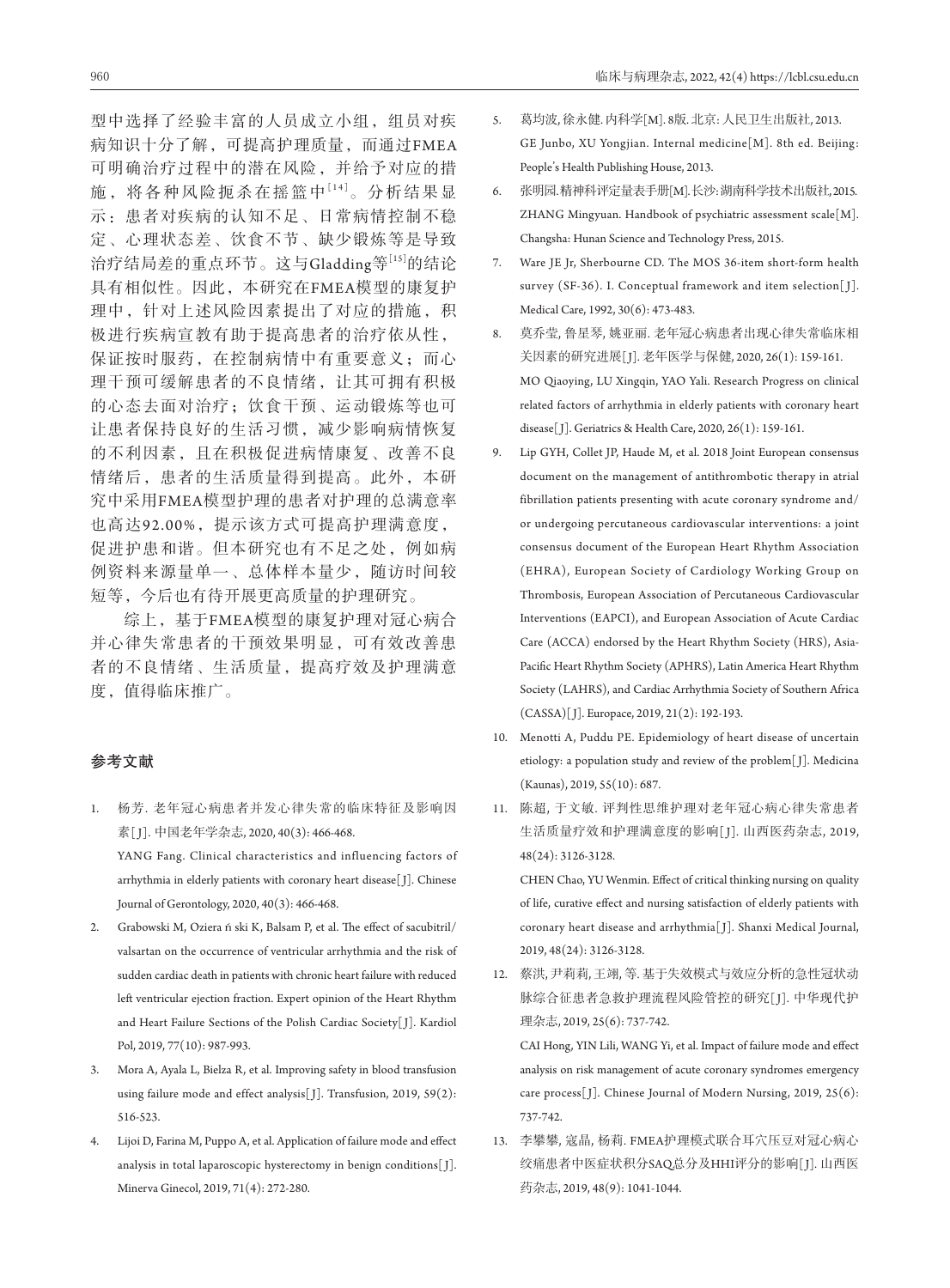型中选择了经验丰富的人员成立小组，组员对疾病知识十分了解，可提高护理质量，而通过FMEA可明确治疗过程中的潜在风险，并给予对应的措施，将各种风险扼杀在摇篮中[14]。分析结果显示：患者对疾病的认知不足、日常病情控制不稳定、心理状态差、饮食不节、缺少锻炼等是导致治疗结局差的重点环节。这与Gladding等[15]的结论具有相似性。因此，本研究在FMEA模型的康复护理中，针对上述风险因素提出了对应的措施，积极进行疾病宣教有助于提高患者的治疗依从性，保证按时服药，在控制病情中有重要意义；而心理干预可缓解患者的不良情绪，让其可拥有积极的心态去面对治疗；饮食干预、运动锻炼等也可让患者保持良好的生活习惯，减少影响病情恢复的不利因素，且在积极促进病情康复、改善不良情绪后，患者的生活质量得到提高。此外，本研究中采用FMEA模型护理的患者对护理的总满意率也高达92.00%，提示该方式可提高护理满意度，促进护患和谐。但本研究也有不足之处，例如病例资料来源量单一、总体样本量少，随访时间较短等，今后也有待开展更高质量的护理研究。

综上，基于FMEA模型的康复护理对冠心病合并心律失常患者的干预效果明显，可有效改善患者的不良情绪、生活质量，提高疗效及护理满意度，值得临床推广。

## 参考文献

1. 杨芳. 老年冠心病患者并发心律失常的临床特征及影响因素[J]. 中国老年学杂志, 2020, 40(3): 466-468.
   YANG Fang. Clinical characteristics and influencing factors of arrhythmia in elderly patients with coronary heart disease[J]. Chinese Journal of Gerontology, 2020, 40(3): 466-468.
2. Grabowski M, Oziera ń ski K, Balsam P, et al. The effect of sacubitril/valsartan on the occurrence of ventricular arrhythmia and the risk of sudden cardiac death in patients with chronic heart failure with reduced left ventricular ejection fraction. Expert opinion of the Heart Rhythm and Heart Failure Sections of the Polish Cardiac Society[J]. Kardiol Pol, 2019, 77(10): 987-993.
3. Mora A, Ayala L, Bielza R, et al. Improving safety in blood transfusion using failure mode and effect analysis[J]. Transfusion, 2019, 59(2): 516-523.
4. Lijoi D, Farina M, Puppo A, et al. Application of failure mode and effect analysis in total laparoscopic hysterectomy in benign conditions[J]. Minerva Ginecol, 2019, 71(4): 272-280.
5. 葛均波, 徐永健. 内科学[M]. 8版. 北京: 人民卫生出版社, 2013.
   GE Junbo, XU Yongjian. Internal medicine[M]. 8th ed. Beijing: People's Health Publishing House, 2013.
6. 张明园. 精神科评定量表手册[M]. 长沙: 湖南科学技术出版社, 2015.
   ZHANG Mingyuan. Handbook of psychiatric assessment scale[M]. Changsha: Hunan Science and Technology Press, 2015.
7. Ware JE Jr, Sherbourne CD. The MOS 36-item short-form health survey (SF-36). I. Conceptual framework and item selection[J]. Medical Care, 1992, 30(6): 473-483.
8. 莫乔莹, 鲁星琴, 姚亚丽. 老年冠心病患者出现心律失常临床相关因素的研究进展[J]. 老年医学与保健, 2020, 26(1): 159-161.
   MO Qiaoying, LU Xingqin, YAO Yali. Research Progress on clinical related factors of arrhythmia in elderly patients with coronary heart disease[J]. Geriatrics & Health Care, 2020, 26(1): 159-161.
9. Lip GYH, Collet JP, Haude M, et al. 2018 Joint European consensus document on the management of antithrombotic therapy in atrial fibrillation patients presenting with acute coronary syndrome and/or undergoing percutaneous cardiovascular interventions: a joint consensus document of the European Heart Rhythm Association (EHRA), European Society of Cardiology Working Group on Thrombosis, European Association of Percutaneous Cardiovascular Interventions (EAPCI), and European Association of Acute Cardiac Care (ACCA) endorsed by the Heart Rhythm Society (HRS), Asia-Pacific Heart Rhythm Society (APHRS), Latin America Heart Rhythm Society (LAHRS), and Cardiac Arrhythmia Society of Southern Africa (CASSA)[J]. Europace, 2019, 21(2): 192-193.
10. Menotti A, Puddu PE. Epidemiology of heart disease of uncertain etiology: a population study and review of the problem[J]. Medicina (Kaunas), 2019, 55(10): 687.
11. 陈超, 于文敏. 评判性思维护理对老年冠心病心律失常患者生活质量疗效和护理满意度的影响[J]. 山西医药杂志, 2019, 48(24): 3126-3128.
    CHEN Chao, YU Wenmin. Effect of critical thinking nursing on quality of life, curative effect and nursing satisfaction of elderly patients with coronary heart disease and arrhythmia[J]. Shanxi Medical Journal, 2019, 48(24): 3126-3128.
12. 蔡洪, 尹莉莉, 王翊, 等. 基于失效模式与效应分析的急性冠状动脉综合征患者急救护理流程风险管控的研究[J]. 中华现代护理杂志, 2019, 25(6): 737-742.
    CAI Hong, YIN Lili, WANG Yi, et al. Impact of failure mode and effect analysis on risk management of acute coronary syndromes emergency care process[J]. Chinese Journal of Modern Nursing, 2019, 25(6): 737-742.
13. 李攀攀, 寇晶, 杨莉. FMEA护理模式联合耳穴压豆对冠心病心绞痛患者中医症状积分SAQ总分及HHI评分的影响[J]. 山西医药杂志, 2019, 48(9): 1041-1044.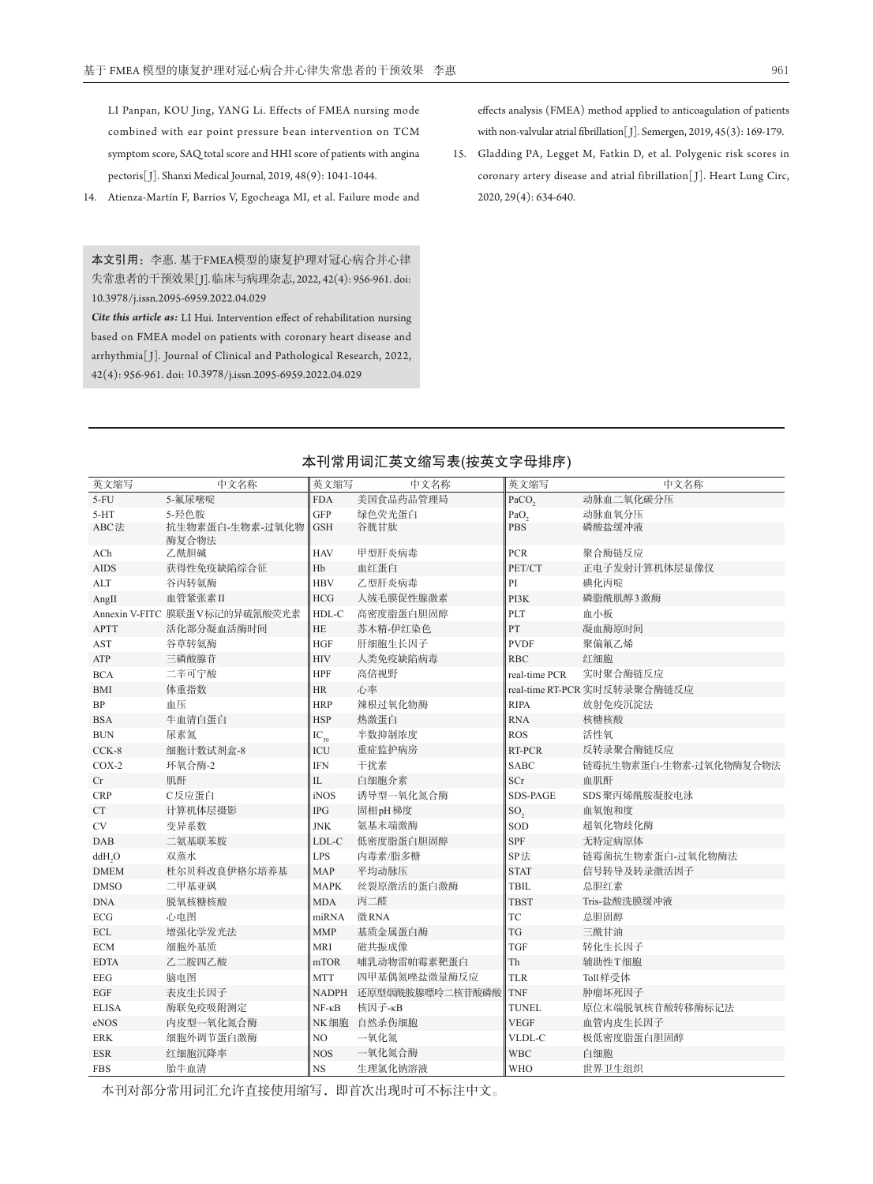LI Panpan, KOU Jing, YANG Li. Effects of FMEA nursing mode combined with ear point pressure bean intervention on TCM symptom score, SAQ total score and HHI score of patients with angina pectoris[J]. Shanxi Medical Journal, 2019, 48(9): 1041-1044.

14. Atienza-Martín F, Barrios V, Egocheaga MI, et al. Failure mode and effects analysis (FMEA) method applied to anticoagulation of patients with non-valvular atrial fibrillation[J]. Semergen, 2019, 45(3): 169-179.
15. Gladding PA, Legget M, Fatkin D, et al. Polygenic risk scores in coronary artery disease and atrial fibrillation[J]. Heart Lung Circ, 2020, 29(4): 634-640.

**本文引用：** 李惠. 基于FMEA模型的康复护理对冠心病合并心律失常患者的干预效果[J]. 临床与病理杂志, 2022, 42(4): 956-961. doi: 10.3978/j.issn.2095-6959.2022.04.029

***Cite this article as:*** LI Hui. Intervention effect of rehabilitation nursing based on FMEA model on patients with coronary heart disease and arrhythmia[J]. Journal of Clinical and Pathological Research, 2022, 42(4): 956-961. doi: 10.3978/j.issn.2095-6959.2022.04.029

## 本刊常用词汇英文缩写表(按英文字母排序)

| 英文缩写 | 中文名称 | 英文缩写 | 中文名称 | 英文缩写 | 中文名称 |
|---|---|---|---|---|---|
| 5-FU | 5-氟尿嘧啶 | FDA | 美国食品药品管理局 | $PaCO_2$ | 动脉血二氧化碳分压 |
| 5-HT | 5-羟色胺 | GFP | 绿色荧光蛋白 | $PaO_2$ | 动脉血氧分压 |
| ABC法 | 抗生物素蛋白-生物素-过氧化物酶复合物法 | GSH | 谷胱甘肽 | PBS | 磷酸盐缓冲液 |
| ACh | 乙酰胆碱 | HAV | 甲型肝炎病毒 | PCR | 聚合酶链反应 |
| AIDS | 获得性免疫缺陷综合征 | Hb | 血红蛋白 | PET/CT | 正电子发射计算机体层显像仪 |
| ALT | 谷丙转氨酶 | HBV | 乙型肝炎病毒 | PI | 碘化丙啶 |
| AngII | 血管紧张素II | HCG | 人绒毛膜促性腺激素 | PI3K | 磷脂酰肌醇3激酶 |
| Annexin V-FITC | 膜联蛋白V标记的异硫氰酸荧光素 | HDL-C | 高密度脂蛋白胆固醇 | PLT | 血小板 |
| APTT | 活化部分凝血活酶时间 | HE | 苏木精-伊红染色 | PT | 凝血酶原时间 |
| AST | 谷草转氨酶 | HGF | 肝细胞生长因子 | PVDF | 聚偏氟乙烯 |
| ATP | 三磷酸腺苷 | HIV | 人类免疫缺陷病毒 | RBC | 红细胞 |
| BCA | 二辛可宁酸 | HPF | 高倍视野 | real-time PCR | 实时聚合酶链反应 |
| BMI | 体重指数 | HR | 心率 | real-time RT-PCR | 实时反转录聚合酶链反应 |
| BP | 血压 | HRP | 辣根过氧化物酶 | RIPA | 放射免疫沉淀法 |
| BSA | 牛血清白蛋白 | HSP | 热激蛋白 | RNA | 核糖核酸 |
| BUN | 尿素氮 | $IC_{50}$ | 半数抑制浓度 | ROS | 活性氧 |
| CCK-8 | 细胞计数试剂盒-8 | ICU | 重症监护病房 | RT-PCR | 反转录聚合酶链反应 |
| COX-2 | 环氧合酶-2 | IFN | 干扰素 | SABC | 链霉抗生物素蛋白-生物素-过氧化物酶复合物法 |
| Cr | 肌酐 | IL | 白细胞介素 | SCr | 血肌酐 |
| CRP | C反应蛋白 | iNOS | 诱导型一氧化氮合酶 | SDS-PAGE | SDS聚丙烯酰胺凝胶电泳 |
| CT | 计算机体层摄影 | IPG | 固相pH梯度 | $SO_2$ | 血氧饱和度 |
| CV | 变异系数 | JNK | 氨基末端激酶 | SOD | 超氧化物歧化酶 |
| DAB | 二氨基联苯胺 | LDL-C | 低密度脂蛋白胆固醇 | SPF | 无特定病原体 |
| $ddH_2O$ | 双蒸水 | LPS | 内毒素/脂多糖 | SP法 | 链霉菌抗生物素蛋白-过氧化物酶法 |
| DMEM | 杜尔贝科改良伊格尔培养基 | MAP | 平均动脉压 | STAT | 信号转导及转录激活因子 |
| DMSO | 二甲基亚砜 | MAPK | 丝裂原激活的蛋白激酶 | TBIL | 总胆红素 |
| DNA | 脱氧核糖核酸 | MDA | 丙二醛 | TBST | Tris-盐酸洗膜缓冲液 |
| ECG | 心电图 | miRNA | 微RNA | TC | 总胆固醇 |
| ECL | 增强化学发光法 | MMP | 基质金属蛋白酶 | TG | 三酰甘油 |
| ECM | 细胞外基质 | MRI | 磁共振成像 | TGF | 转化生长因子 |
| EDTA | 乙二胺四乙酸 | mTOR | 哺乳动物雷帕霉素靶蛋白 | Th | 辅助性T细胞 |
| EEG | 脑电图 | MTT | 四甲基偶氮唑盐微量酶反应 | TLR | Toll样受体 |
| EGF | 表皮生长因子 | NADPH | 还原型烟酰胺腺嘌呤二核苷酸磷酸 | TNF | 肿瘤坏死因子 |
| ELISA | 酶联免疫吸附测定 | NF-κB | 核因子-κB | TUNEL | 原位末端脱氧核苷酸转移酶标记法 |
| eNOS | 内皮型一氧化氮合酶 | NK细胞 | 自然杀伤细胞 | VEGF | 血管内皮生长因子 |
| ERK | 细胞外调节蛋白激酶 | NO | 一氧化氮 | VLDL-C | 极低密度脂蛋白胆固醇 |
| ESR | 红细胞沉降率 | NOS | 一氧化氮合酶 | WBC | 白细胞 |
| FBS | 胎牛血清 | NS | 生理氯化钠溶液 | WHO | 世界卫生组织 |

本刊对部分常用词汇允许直接使用缩写，即首次出现时可不标注中文。